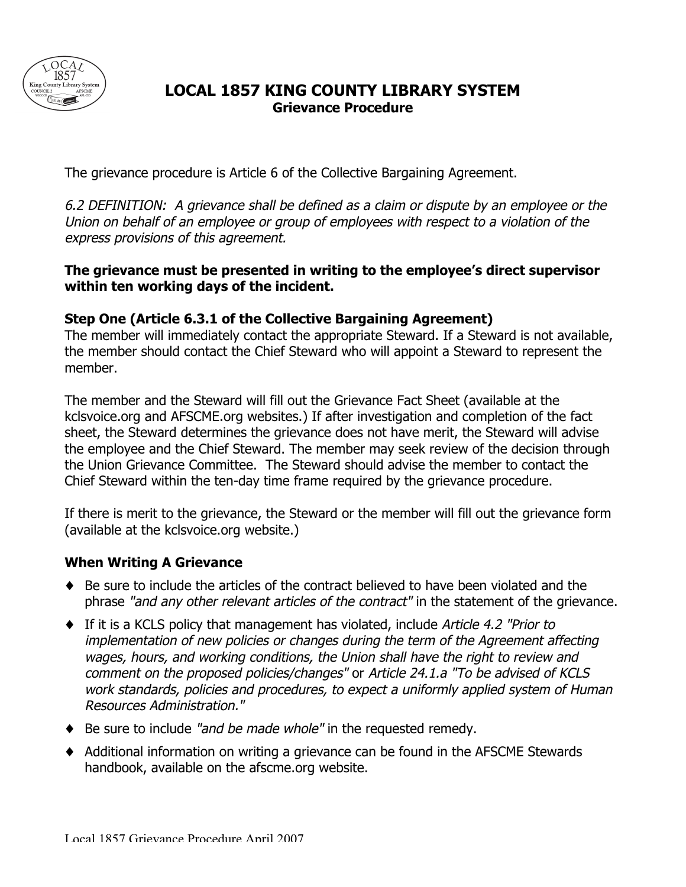# LOCAL 1857 KING COUNTY LIBRARY SYSTEM
## Grievance Procedure

The grievance procedure is Article 6 of the Collective Bargaining Agreement.

*6.2 DEFINITION: A grievance shall be defined as a claim or dispute by an employee or the Union on behalf of an employee or group of employees with respect to a violation of the express provisions of this agreement.*

**The grievance must be presented in writing to the employee's direct supervisor within ten working days of the incident.**

### Step One (Article 6.3.1 of the Collective Bargaining Agreement)

The member will immediately contact the appropriate Steward. If a Steward is not available, the member should contact the Chief Steward who will appoint a Steward to represent the member.

The member and the Steward will fill out the Grievance Fact Sheet (available at the kclsvoice.org and AFSCME.org websites.) If after investigation and completion of the fact sheet, the Steward determines the grievance does not have merit, the Steward will advise the employee and the Chief Steward. The member may seek review of the decision through the Union Grievance Committee. The Steward should advise the member to contact the Chief Steward within the ten-day time frame required by the grievance procedure.

If there is merit to the grievance, the Steward or the member will fill out the grievance form (available at the kclsvoice.org website.)

### When Writing A Grievance

- Be sure to include the articles of the contract believed to have been violated and the phrase *"and any other relevant articles of the contract"* in the statement of the grievance.
- If it is a KCLS policy that management has violated, include *Article 4.2 "Prior to implementation of new policies or changes during the term of the Agreement affecting wages, hours, and working conditions, the Union shall have the right to review and comment on the proposed policies/changes"* or *Article 24.1.a "To be advised of KCLS work standards, policies and procedures, to expect a uniformly applied system of Human Resources Administration."*
- Be sure to include *"and be made whole"* in the requested remedy.
- Additional information on writing a grievance can be found in the AFSCME Stewards handbook, available on the afscme.org website.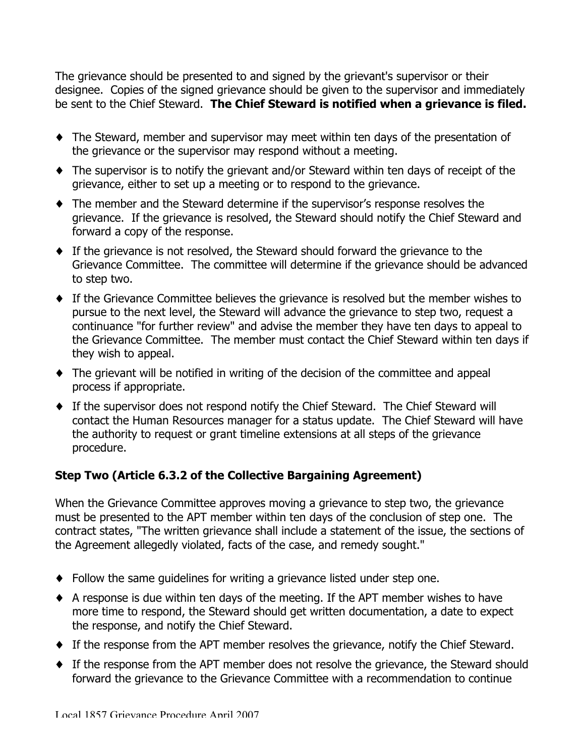The grievance should be presented to and signed by the grievant's supervisor or their designee. Copies of the signed grievance should be given to the supervisor and immediately be sent to the Chief Steward. **The Chief Steward is notified when a grievance is filed.**

- The Steward, member and supervisor may meet within ten days of the presentation of the grievance or the supervisor may respond without a meeting.
- The supervisor is to notify the grievant and/or Steward within ten days of receipt of the grievance, either to set up a meeting or to respond to the grievance.
- The member and the Steward determine if the supervisor's response resolves the grievance. If the grievance is resolved, the Steward should notify the Chief Steward and forward a copy of the response.
- If the grievance is not resolved, the Steward should forward the grievance to the Grievance Committee. The committee will determine if the grievance should be advanced to step two.
- If the Grievance Committee believes the grievance is resolved but the member wishes to pursue to the next level, the Steward will advance the grievance to step two, request a continuance "for further review" and advise the member they have ten days to appeal to the Grievance Committee. The member must contact the Chief Steward within ten days if they wish to appeal.
- The grievant will be notified in writing of the decision of the committee and appeal process if appropriate.
- If the supervisor does not respond notify the Chief Steward. The Chief Steward will contact the Human Resources manager for a status update. The Chief Steward will have the authority to request or grant timeline extensions at all steps of the grievance procedure.

### Step Two (Article 6.3.2 of the Collective Bargaining Agreement)

When the Grievance Committee approves moving a grievance to step two, the grievance must be presented to the APT member within ten days of the conclusion of step one. The contract states, "The written grievance shall include a statement of the issue, the sections of the Agreement allegedly violated, facts of the case, and remedy sought."

- Follow the same guidelines for writing a grievance listed under step one.
- A response is due within ten days of the meeting. If the APT member wishes to have more time to respond, the Steward should get written documentation, a date to expect the response, and notify the Chief Steward.
- If the response from the APT member resolves the grievance, notify the Chief Steward.
- If the response from the APT member does not resolve the grievance, the Steward should forward the grievance to the Grievance Committee with a recommendation to continue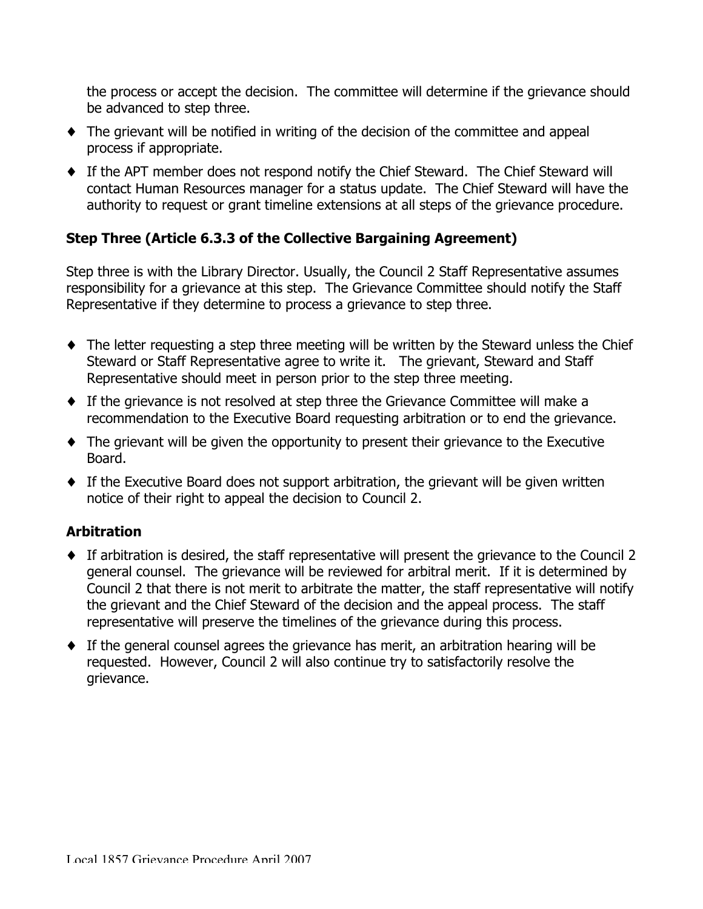the process or accept the decision. The committee will determine if the grievance should be advanced to step three.

- The grievant will be notified in writing of the decision of the committee and appeal process if appropriate.
- If the APT member does not respond notify the Chief Steward. The Chief Steward will contact Human Resources manager for a status update. The Chief Steward will have the authority to request or grant timeline extensions at all steps of the grievance procedure.

### Step Three (Article 6.3.3 of the Collective Bargaining Agreement)

Step three is with the Library Director. Usually, the Council 2 Staff Representative assumes responsibility for a grievance at this step. The Grievance Committee should notify the Staff Representative if they determine to process a grievance to step three.

- The letter requesting a step three meeting will be written by the Steward unless the Chief Steward or Staff Representative agree to write it. The grievant, Steward and Staff Representative should meet in person prior to the step three meeting.
- If the grievance is not resolved at step three the Grievance Committee will make a recommendation to the Executive Board requesting arbitration or to end the grievance.
- The grievant will be given the opportunity to present their grievance to the Executive Board.
- If the Executive Board does not support arbitration, the grievant will be given written notice of their right to appeal the decision to Council 2.

### Arbitration

- If arbitration is desired, the staff representative will present the grievance to the Council 2 general counsel. The grievance will be reviewed for arbitral merit. If it is determined by Council 2 that there is not merit to arbitrate the matter, the staff representative will notify the grievant and the Chief Steward of the decision and the appeal process. The staff representative will preserve the timelines of the grievance during this process.
- If the general counsel agrees the grievance has merit, an arbitration hearing will be requested. However, Council 2 will also continue try to satisfactorily resolve the grievance.